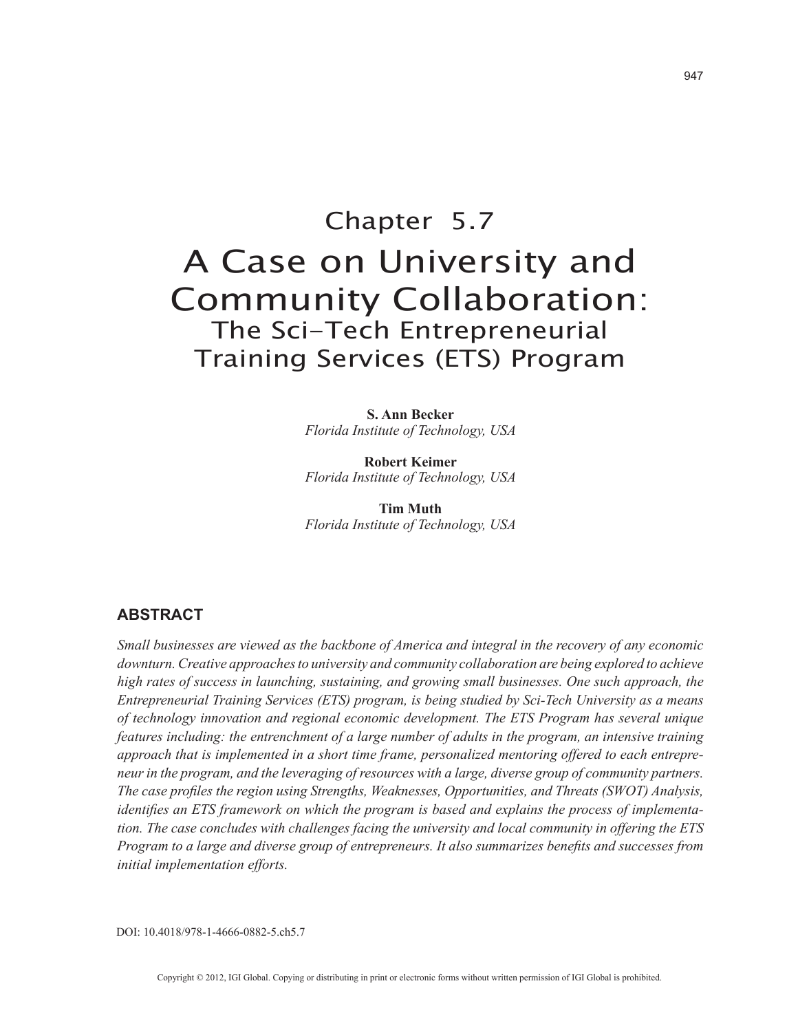# Chapter 5.7

# A Case on University and Community Collaboration:
## The Sci-Tech Entrepreneurial Training Services (ETS) Program

**S. Ann Becker**
*Florida Institute of Technology, USA*

**Robert Keimer**
*Florida Institute of Technology, USA*

**Tim Muth**
*Florida Institute of Technology, USA*

## ABSTRACT

*Small businesses are viewed as the backbone of America and integral in the recovery of any economic downturn. Creative approaches to university and community collaboration are being explored to achieve high rates of success in launching, sustaining, and growing small businesses. One such approach, the Entrepreneurial Training Services (ETS) program, is being studied by Sci-Tech University as a means of technology innovation and regional economic development. The ETS Program has several unique features including: the entrenchment of a large number of adults in the program, an intensive training approach that is implemented in a short time frame, personalized mentoring offered to each entrepreneur in the program, and the leveraging of resources with a large, diverse group of community partners. The case profiles the region using Strengths, Weaknesses, Opportunities, and Threats (SWOT) Analysis, identifies an ETS framework on which the program is based and explains the process of implementation. The case concludes with challenges facing the university and local community in offering the ETS Program to a large and diverse group of entrepreneurs. It also summarizes benefits and successes from initial implementation efforts.*

DOI: 10.4018/978-1-4666-0882-5.ch5.7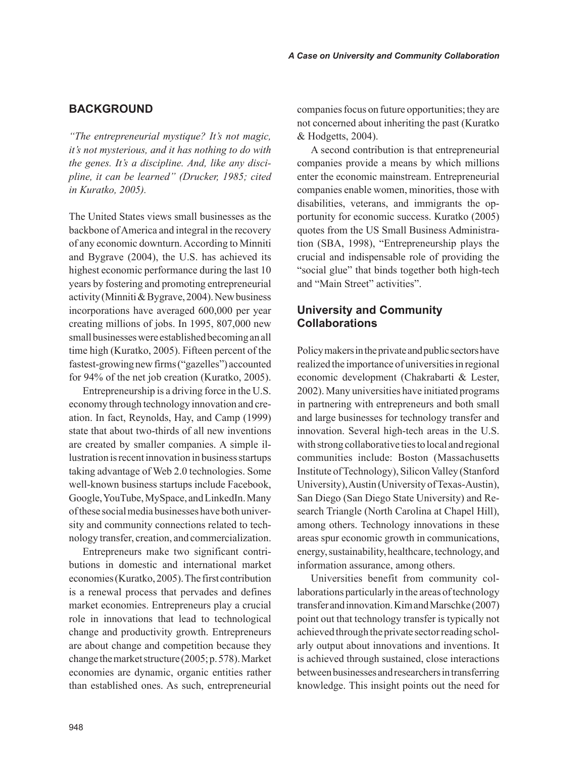## BACKGROUND

*"The entrepreneurial mystique? It's not magic, it's not mysterious, and it has nothing to do with the genes. It's a discipline. And, like any discipline, it can be learned" (Drucker, 1985; cited in Kuratko, 2005).*

The United States views small businesses as the backbone of America and integral in the recovery of any economic downturn. According to Minniti and Bygrave (2004), the U.S. has achieved its highest economic performance during the last 10 years by fostering and promoting entrepreneurial activity (Minniti & Bygrave, 2004). New business incorporations have averaged 600,000 per year creating millions of jobs. In 1995, 807,000 new small businesses were established becoming an all time high (Kuratko, 2005). Fifteen percent of the fastest-growing new firms ("gazelles") accounted for 94% of the net job creation (Kuratko, 2005).

Entrepreneurship is a driving force in the U.S. economy through technology innovation and creation. In fact, Reynolds, Hay, and Camp (1999) state that about two-thirds of all new inventions are created by smaller companies. A simple illustration is recent innovation in business startups taking advantage of Web 2.0 technologies. Some well-known business startups include Facebook, Google, YouTube, MySpace, and LinkedIn. Many of these social media businesses have both university and community connections related to technology transfer, creation, and commercialization.

Entrepreneurs make two significant contributions in domestic and international market economies (Kuratko, 2005). The first contribution is a renewal process that pervades and defines market economies. Entrepreneurs play a crucial role in innovations that lead to technological change and productivity growth. Entrepreneurs are about change and competition because they change the market structure (2005; p. 578). Market economies are dynamic, organic entities rather than established ones. As such, entrepreneurial companies focus on future opportunities; they are not concerned about inheriting the past (Kuratko & Hodgetts, 2004).

A second contribution is that entrepreneurial companies provide a means by which millions enter the economic mainstream. Entrepreneurial companies enable women, minorities, those with disabilities, veterans, and immigrants the opportunity for economic success. Kuratko (2005) quotes from the US Small Business Administration (SBA, 1998), "Entrepreneurship plays the crucial and indispensable role of providing the "social glue" that binds together both high-tech and "Main Street" activities".

### University and Community Collaborations

Policy makers in the private and public sectors have realized the importance of universities in regional economic development (Chakrabarti & Lester, 2002). Many universities have initiated programs in partnering with entrepreneurs and both small and large businesses for technology transfer and innovation. Several high-tech areas in the U.S. with strong collaborative ties to local and regional communities include: Boston (Massachusetts Institute of Technology), Silicon Valley (Stanford University), Austin (University of Texas-Austin), San Diego (San Diego State University) and Research Triangle (North Carolina at Chapel Hill), among others. Technology innovations in these areas spur economic growth in communications, energy, sustainability, healthcare, technology, and information assurance, among others.

Universities benefit from community collaborations particularly in the areas of technology transfer and innovation. Kim and Marschke (2007) point out that technology transfer is typically not achieved through the private sector reading scholarly output about innovations and inventions. It is achieved through sustained, close interactions between businesses and researchers in transferring knowledge. This insight points out the need for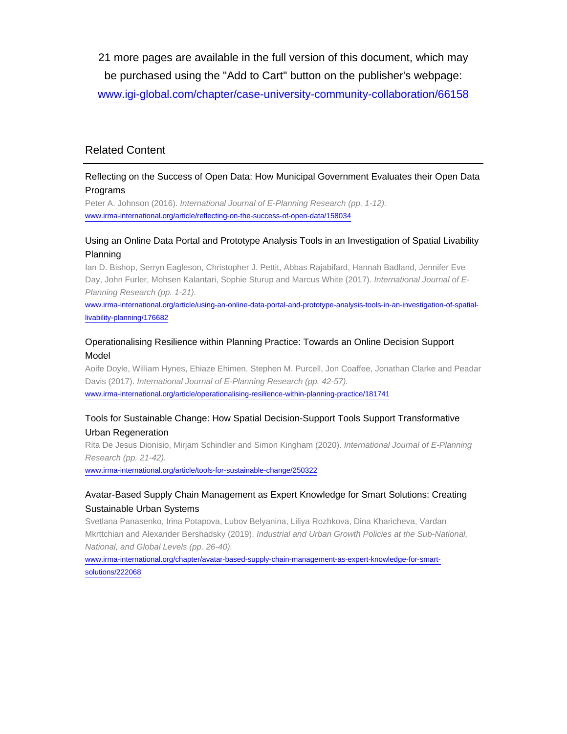21 more pages are available in the full version of this document, which may be purchased using the "Add to Cart" button on the publisher's webpage:
www.igi-global.com/chapter/case-university-community-collaboration/66158

## Related Content

Reflecting on the Success of Open Data: How Municipal Government Evaluates their Open Data Programs
Peter A. Johnson (2016). *International Journal of E-Planning Research (pp. 1-12).*
www.irma-international.org/article/reflecting-on-the-success-of-open-data/158034

Using an Online Data Portal and Prototype Analysis Tools in an Investigation of Spatial Livability Planning
Ian D. Bishop, Serryn Eagleson, Christopher J. Pettit, Abbas Rajabifard, Hannah Badland, Jennifer Eve Day, John Furler, Mohsen Kalantari, Sophie Sturup and Marcus White (2017). *International Journal of E-Planning Research (pp. 1-21).*
www.irma-international.org/article/using-an-online-data-portal-and-prototype-analysis-tools-in-an-investigation-of-spatial-livability-planning/176682

Operationalising Resilience within Planning Practice: Towards an Online Decision Support Model
Aoife Doyle, William Hynes, Ehiaze Ehimen, Stephen M. Purcell, Jon Coaffee, Jonathan Clarke and Peadar Davis (2017). *International Journal of E-Planning Research (pp. 42-57).*
www.irma-international.org/article/operationalising-resilience-within-planning-practice/181741

Tools for Sustainable Change: How Spatial Decision-Support Tools Support Transformative Urban Regeneration
Rita De Jesus Dionisio, Mirjam Schindler and Simon Kingham (2020). *International Journal of E-Planning Research (pp. 21-42).*
www.irma-international.org/article/tools-for-sustainable-change/250322

Avatar-Based Supply Chain Management as Expert Knowledge for Smart Solutions: Creating Sustainable Urban Systems
Svetlana Panasenko, Irina Potapova, Lubov Belyanina, Liliya Rozhkova, Dina Kharicheva, Vardan Mkrttchian and Alexander Bershadsky (2019). *Industrial and Urban Growth Policies at the Sub-National, National, and Global Levels (pp. 26-40).*
www.irma-international.org/chapter/avatar-based-supply-chain-management-as-expert-knowledge-for-smart-solutions/222068